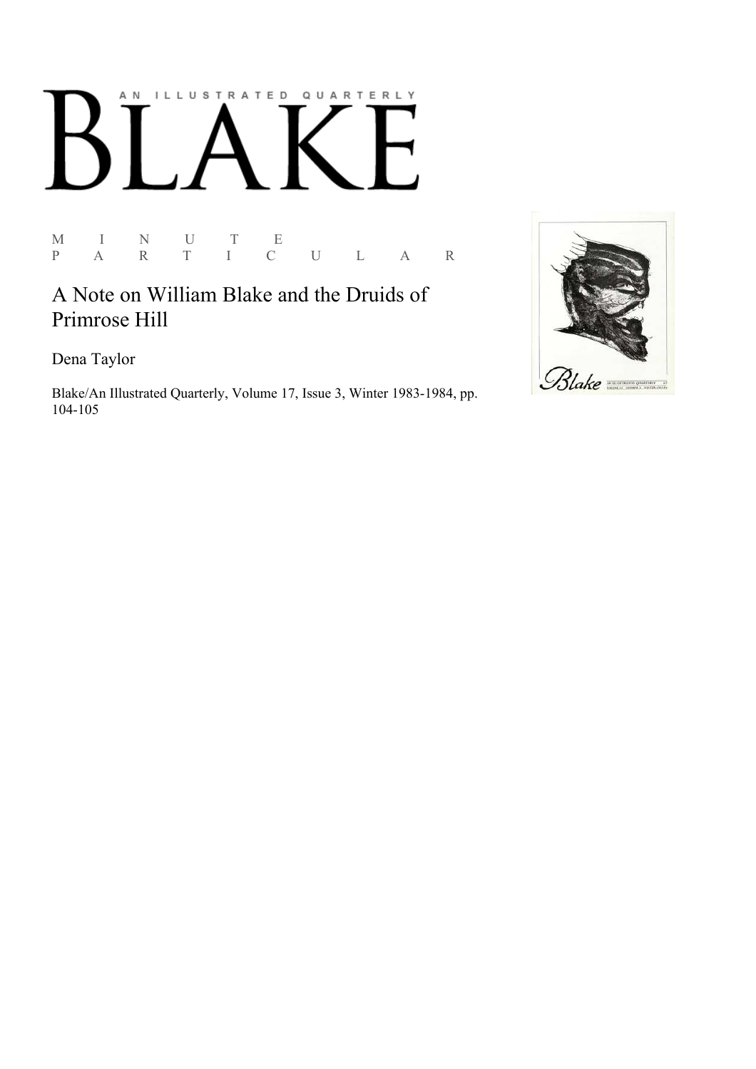# BLAKE

AN ILLUSTRATED QUARTERLY

M I N U T E
P A R T I C U L A R

## A Note on William Blake and the Druids of Primrose Hill

Dena Taylor

Blake/An Illustrated Quarterly, Volume 17, Issue 3, Winter 1983-1984, pp. 104-105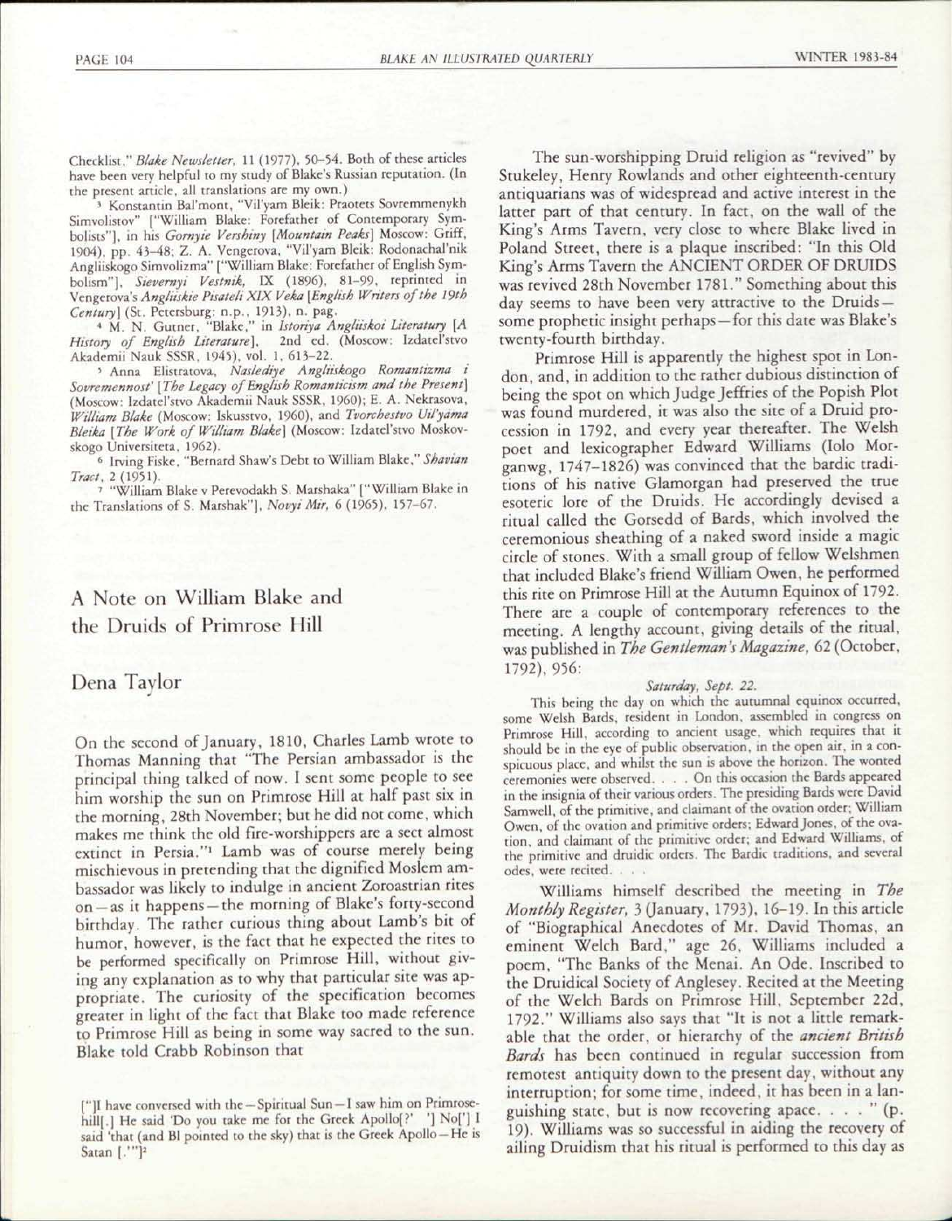Checklist," *Blake Newsletter*, 11 (1977), 50–54. Both of these articles have been very helpful to my study of Blake's Russian reputation. (In the present article, all translations are my own.)

[3] Konstantin Bal'mont, "Vil'yam Bleik: Praotets Sovremmenykh Simvolistov" ["William Blake: Forefather of Contemporary Symbolists"], in his *Gornyie Vershiny* [*Mountain Peaks*] Moscow: Griff, 1904), pp. 43–48; Z. A. Vengerova, "Vil'yam Bleik: Rodonachal'nik Angliiskogo Simvolizma" ["William Blake: Forefather of English Symbolism"], *Sievernyi Vestnik*, IX (1896), 81–99, reprinted in Vengerova's *Angliiskie Pisateli XIX Veka* [*English Writers of the 19th Century*] (St. Petersburg: n.p., 1913), n. pag.

[4] M. N. Gutner, "Blake," in *Istoriya Angliiskoi Literatury* [*A History of English Literature*], 2nd ed. (Moscow: Izdatel'stvo Akademii Nauk SSSR, 1945), vol. 1, 613–22.

[5] Anna Elistratova, *Naslediye Angliiskogo Romantizma i Sovremennost'* [*The Legacy of English Romanticism and the Present*] (Moscow: Izdatel'stvo Akademii Nauk SSSR, 1960); E. A. Nekrasova, *William Blake* (Moscow: Iskusstvo, 1960), and *Tvorchestvo Uil'yama Bleika* [*The Work of William Blake*] (Moscow: Izdatel'stvo Moskovskogo Universiteta, 1962).

[6] Irving Fiske, "Bernard Shaw's Debt to William Blake," *Shavian Tract*, 2 (1951).

[7] "William Blake v Perevodakh S. Marshaka" ["William Blake in the Translations of S. Marshak"], *Novyi Mir*, 6 (1965), 157–67.

# A Note on William Blake and the Druids of Primrose Hill

## Dena Taylor

On the second of January, 1810, Charles Lamb wrote to Thomas Manning that "The Persian ambassador is the principal thing talked of now. I sent some people to see him worship the sun on Primrose Hill at half past six in the morning, 28th November; but he did not come, which makes me think the old fire-worshippers are a sect almost extinct in Persia."[1] Lamb was of course merely being mischievous in pretending that the dignified Moslem ambassador was likely to indulge in ancient Zoroastrian rites on—as it happens—the morning of Blake's forty-second birthday. The rather curious thing about Lamb's bit of humor, however, is the fact that he expected the rites to be performed specifically on Primrose Hill, without giving any explanation as to why that particular site was appropriate. The curiosity of the specification becomes greater in light of the fact that Blake too made reference to Primrose Hill as being in some way sacred to the sun. Blake told Crabb Robinson that

> ["]I have conversed with the—Spiritual Sun—I saw him on Primrose-hill[.] He said 'Do you take me for the Greek Apollo[?' '] No['] I said 'that (and Bl pointed to the sky) that is the Greek Apollo—He is Satan [.'"][2]

The sun-worshipping Druid religion as "revived" by Stukeley, Henry Rowlands and other eighteenth-century antiquarians was of widespread and active interest in the latter part of that century. In fact, on the wall of the King's Arms Tavern, very close to where Blake lived in Poland Street, there is a plaque inscribed: "In this Old King's Arms Tavern the ANCIENT ORDER OF DRUIDS was revived 28th November 1781." Something about this day seems to have been very attractive to the Druids—some prophetic insight perhaps—for this date was Blake's twenty-fourth birthday.

Primrose Hill is apparently the highest spot in London, and, in addition to the rather dubious distinction of being the spot on which Judge Jeffries of the Popish Plot was found murdered, it was also the site of a Druid procession in 1792, and every year thereafter. The Welsh poet and lexicographer Edward Williams (Iolo Morganwg, 1747–1826) was convinced that the bardic traditions of his native Glamorgan had preserved the true esoteric lore of the Druids. He accordingly devised a ritual called the Gorsedd of Bards, which involved the ceremonious sheathing of a naked sword inside a magic circle of stones. With a small group of fellow Welshmen that included Blake's friend William Owen, he performed this rite on Primrose Hill at the Autumn Equinox of 1792. There are a couple of contemporary references to the meeting. A lengthy account, giving details of the ritual, was published in *The Gentleman's Magazine*, 62 (October, 1792), 956:

> *Saturday, Sept. 22.*
>
> This being the day on which the autumnal equinox occurred, some Welsh Bards, resident in London, assembled in congress on Primrose Hill, according to ancient usage, which requires that it should be in the eye of public observation, in the open air, in a conspicuous place, and whilst the sun is above the horizon. The wonted ceremonies were observed. . . . On this occasion the Bards appeared in the insignia of their various orders. The presiding Bards were David Samwell, of the primitive, and claimant of the ovation order; William Owen, of the ovation and primitive orders; Edward Jones, of the ovation, and claimant of the primitive order; and Edward Williams, of the primitive and druidic orders. The Bardic traditions, and several odes, were recited. . . .

Williams himself described the meeting in *The Monthly Register*, 3 (January, 1793), 16–19. In this article of "Biographical Anecdotes of Mr. David Thomas, an eminent Welch Bard," age 26, Williams included a poem, "The Banks of the Menai. An Ode. Inscribed to the Druidical Society of Anglesey. Recited at the Meeting of the Welch Bards on Primrose Hill, September 22d, 1792." Williams also says that "It is not a little remarkable that the order, or hierarchy of the *ancient British Bards* has been continued in regular succession from remotest antiquity down to the present day, without any interruption; for some time, indeed, it has been in a languishing state, but is now recovering apace. . . . " (p. 19). Williams was so successful in aiding the recovery of ailing Druidism that his ritual is performed to this day as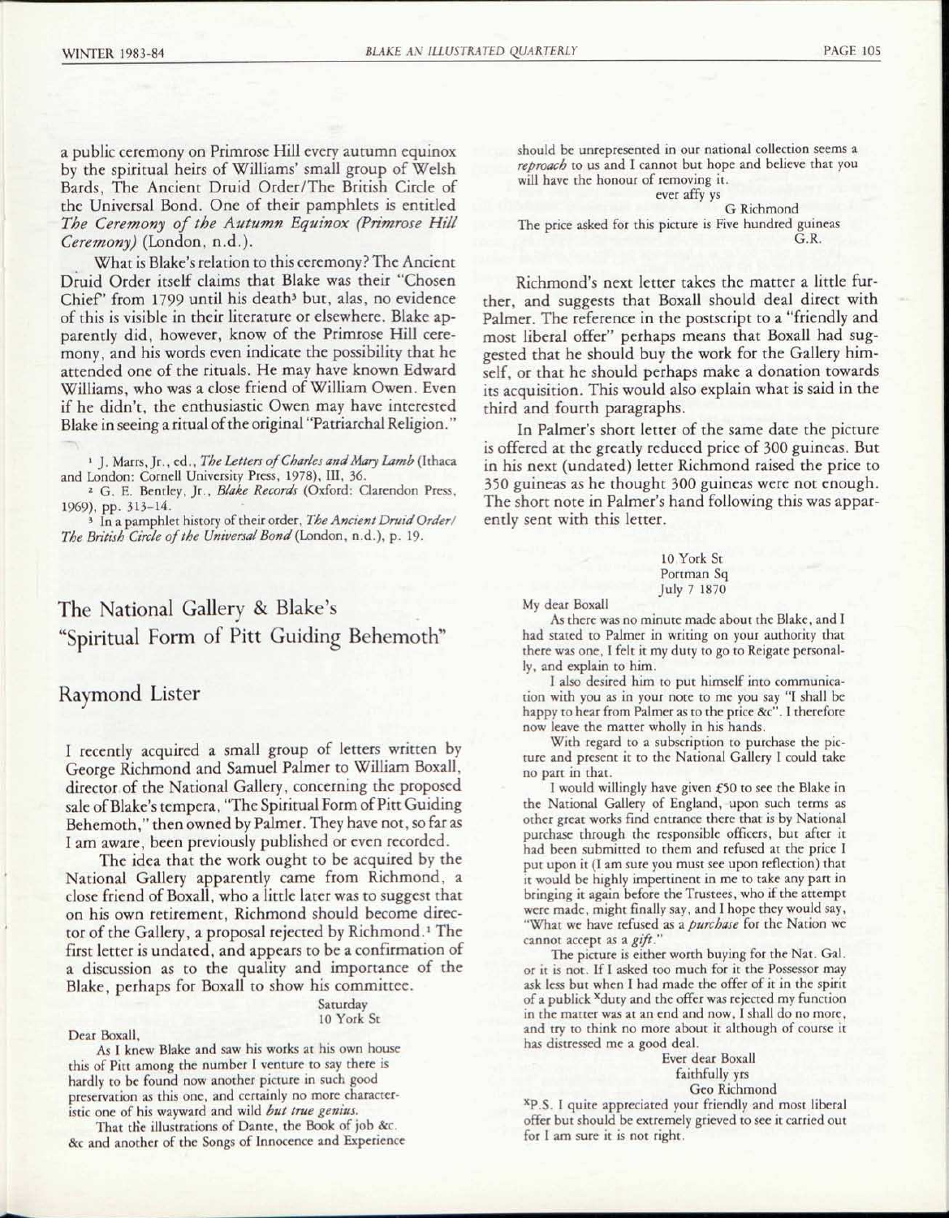a public ceremony on Primrose Hill every autumn equinox by the spiritual heirs of Williams' small group of Welsh Bards, The Ancient Druid Order/The British Circle of the Universal Bond. One of their pamphlets is entitled *The Ceremony of the Autumn Equinox (Primrose Hill Ceremony)* (London, n.d.).

What is Blake's relation to this ceremony? The Ancient Druid Order itself claims that Blake was their "Chosen Chief" from 1799 until his death[3] but, alas, no evidence of this is visible in their literature or elsewhere. Blake apparently did, however, know of the Primrose Hill ceremony, and his words even indicate the possibility that he attended one of the rituals. He may have known Edward Williams, who was a close friend of William Owen. Even if he didn't, the enthusiastic Owen may have interested Blake in seeing a ritual of the original "Patriarchal Religion."

[1] J. Marrs, Jr., ed., *The Letters of Charles and Mary Lamb* (Ithaca and London: Cornell University Press, 1978), III, 36.

[2] G. E. Bentley, Jr., *Blake Records* (Oxford: Clarendon Press, 1969), pp. 313–14.

[3] In a pamphlet history of their order, *The Ancient Druid Order/The British Circle of the Universal Bond* (London, n.d.), p. 19.

## The National Gallery & Blake's "Spiritual Form of Pitt Guiding Behemoth"

### Raymond Lister

I recently acquired a small group of letters written by George Richmond and Samuel Palmer to William Boxall, director of the National Gallery, concerning the proposed sale of Blake's tempera, "The Spiritual Form of Pitt Guiding Behemoth," then owned by Palmer. They have not, so far as I am aware, been previously published or even recorded.

The idea that the work ought to be acquired by the National Gallery apparently came from Richmond, a close friend of Boxall, who a little later was to suggest that on his own retirement, Richmond should become director of the Gallery, a proposal rejected by Richmond.[1] The first letter is undated, and appears to be a confirmation of a discussion as to the quality and importance of the Blake, perhaps for Boxall to show his committee.

Saturday
10 York St

Dear Boxall,

As I knew Blake and saw his works at his own house this of Pitt among the number I venture to say there is hardly to be found now another picture in such good preservation as this one, and certainly no more characteristic one of his wayward and wild *but true genius.*

That the illustrations of Dante, the Book of job &c. &c and another of the Songs of Innocence and Experience should be unrepresented in our national collection seems a *reproach* to us and I cannot but hope and believe that you will have the honour of removing it.

ever affy ys
G Richmond

The price asked for this picture is Five hundred guineas
G.R.

Richmond's next letter takes the matter a little further, and suggests that Boxall should deal direct with Palmer. The reference in the postscript to a "friendly and most liberal offer" perhaps means that Boxall had suggested that he should buy the work for the Gallery himself, or that he should perhaps make a donation towards its acquisition. This would also explain what is said in the third and fourth paragraphs.

In Palmer's short letter of the same date the picture is offered at the greatly reduced price of 300 guineas. But in his next (undated) letter Richmond raised the price to 350 guineas as he thought 300 guineas were not enough. The short note in Palmer's hand following this was apparently sent with this letter.

10 York St
Portman Sq
July 7 1870

My dear Boxall

As there was no minute made about the Blake, and I had stated to Palmer in writing on your authority that there was one, I felt it my duty to go to Reigate personally, and explain to him.

I also desired him to put himself into communication with you as in your note to me you say "I shall be happy to hear from Palmer as to the price &c". I therefore now leave the matter wholly in his hands.

With regard to a subscription to purchase the picture and present it to the National Gallery I could take no part in that.

I would willingly have given £50 to see the Blake in the National Gallery of England, upon such terms as other great works find entrance there that is by National purchase through the responsible officers, but after it had been submitted to them and refused at the price I put upon it (I am sure you must see upon reflection) that it would be highly impertinent in me to take any part in bringing it again before the Trustees, who if the attempt were made, might finally say, and I hope they would say, "What we have refused as a *purchase* for the Nation we cannot accept as a *gift*."

The picture is either worth buying for the Nat. Gal. or it is not. If I asked too much for it the Possessor may ask less but when I had made the offer of it in the spirit of a publick ^x^duty and the offer was rejected my function in the matter was at an end and now, I shall do no more, and try to think no more about it although of course it has distressed me a good deal.

Ever dear Boxall
faithfully yrs
Geo Richmond

^x^P.S. I quite appreciated your friendly and most liberal offer but should be extremely grieved to see it carried out for I am sure it is not right.